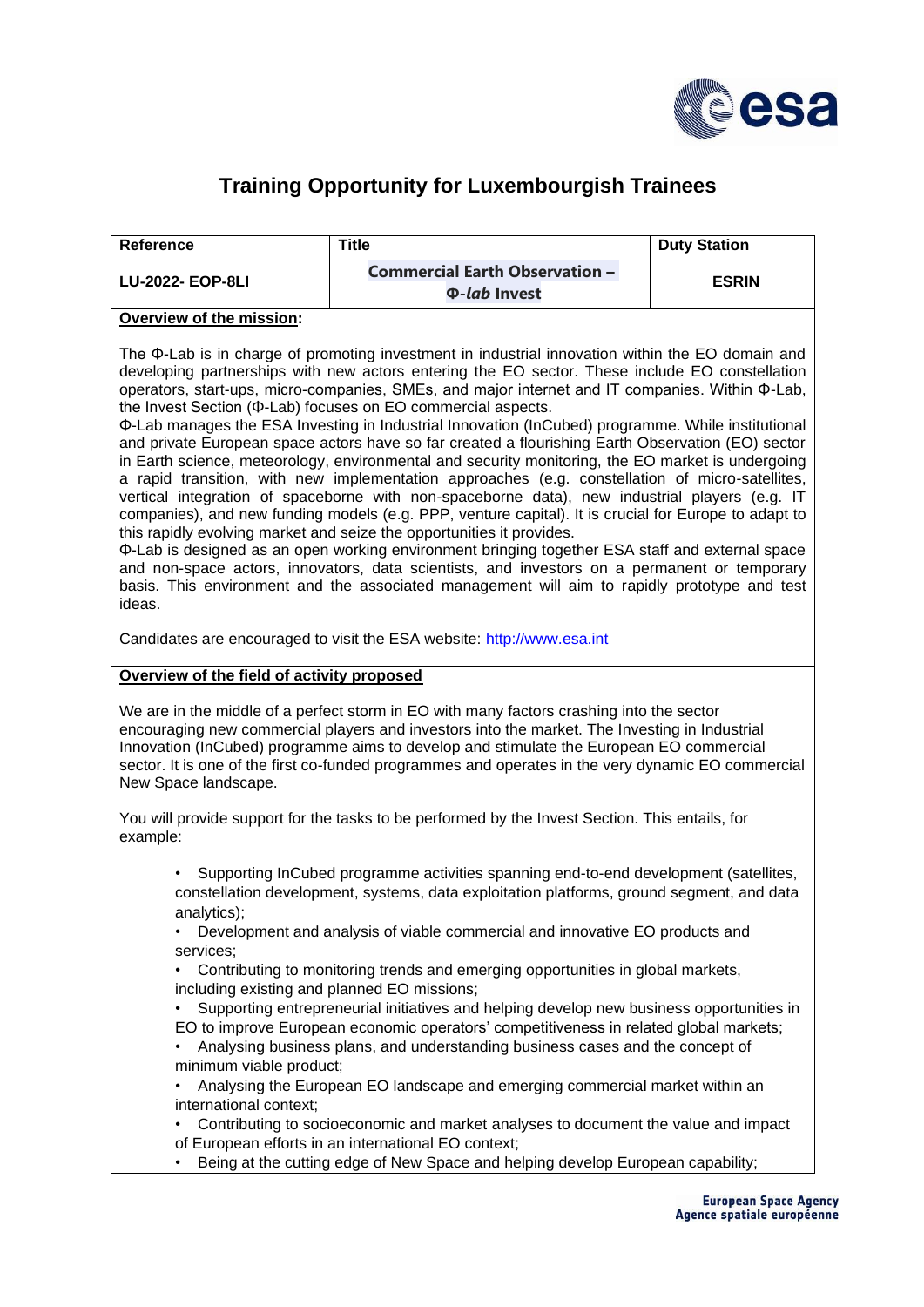# Training Opportunity for Luxembourgish Trainees

| Reference | Title | Duty Station |
| --- | --- | --- |
| LU-2022- EOP-8LI | **Commercial Earth Observation – Φ-*lab* Invest** | ESRIN |

**Overview of the mission:**

The Φ-Lab is in charge of promoting investment in industrial innovation within the EO domain and developing partnerships with new actors entering the EO sector. These include EO constellation operators, start-ups, micro-companies, SMEs, and major internet and IT companies. Within Φ-Lab, the Invest Section (Φ-Lab) focuses on EO commercial aspects.

Φ-Lab manages the ESA Investing in Industrial Innovation (InCubed) programme. While institutional and private European space actors have so far created a flourishing Earth Observation (EO) sector in Earth science, meteorology, environmental and security monitoring, the EO market is undergoing a rapid transition, with new implementation approaches (e.g. constellation of micro-satellites, vertical integration of spaceborne with non-spaceborne data), new industrial players (e.g. IT companies), and new funding models (e.g. PPP, venture capital). It is crucial for Europe to adapt to this rapidly evolving market and seize the opportunities it provides.

Φ-Lab is designed as an open working environment bringing together ESA staff and external space and non-space actors, innovators, data scientists, and investors on a permanent or temporary basis. This environment and the associated management will aim to rapidly prototype and test ideas.

Candidates are encouraged to visit the ESA website: http://www.esa.int

**Overview of the field of activity proposed**

We are in the middle of a perfect storm in EO with many factors crashing into the sector encouraging new commercial players and investors into the market. The Investing in Industrial Innovation (InCubed) programme aims to develop and stimulate the European EO commercial sector. It is one of the first co-funded programmes and operates in the very dynamic EO commercial New Space landscape.

You will provide support for the tasks to be performed by the Invest Section. This entails, for example:

- Supporting InCubed programme activities spanning end-to-end development (satellites, constellation development, systems, data exploitation platforms, ground segment, and data analytics);
- Development and analysis of viable commercial and innovative EO products and services;
- Contributing to monitoring trends and emerging opportunities in global markets, including existing and planned EO missions;
- Supporting entrepreneurial initiatives and helping develop new business opportunities in EO to improve European economic operators' competitiveness in related global markets;
- Analysing business plans, and understanding business cases and the concept of minimum viable product;
- Analysing the European EO landscape and emerging commercial market within an international context;
- Contributing to socioeconomic and market analyses to document the value and impact of European efforts in an international EO context;
- Being at the cutting edge of New Space and helping develop European capability;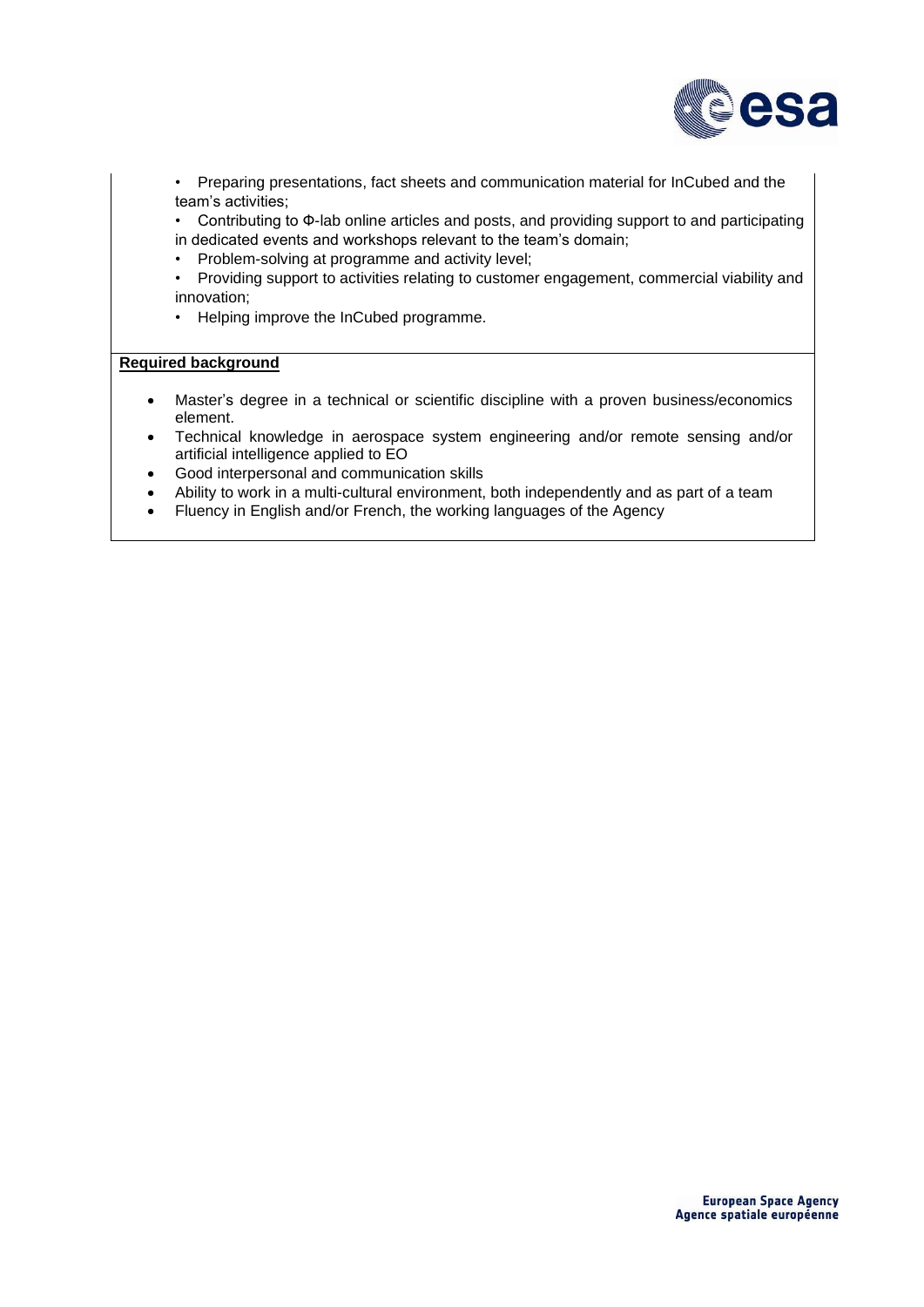- Preparing presentations, fact sheets and communication material for InCubed and the team's activities;
- Contributing to Φ-lab online articles and posts, and providing support to and participating in dedicated events and workshops relevant to the team's domain;
- Problem-solving at programme and activity level;
- Providing support to activities relating to customer engagement, commercial viability and innovation;
- Helping improve the InCubed programme.

**Required background**

- Master's degree in a technical or scientific discipline with a proven business/economics element.
- Technical knowledge in aerospace system engineering and/or remote sensing and/or artificial intelligence applied to EO
- Good interpersonal and communication skills
- Ability to work in a multi-cultural environment, both independently and as part of a team
- Fluency in English and/or French, the working languages of the Agency